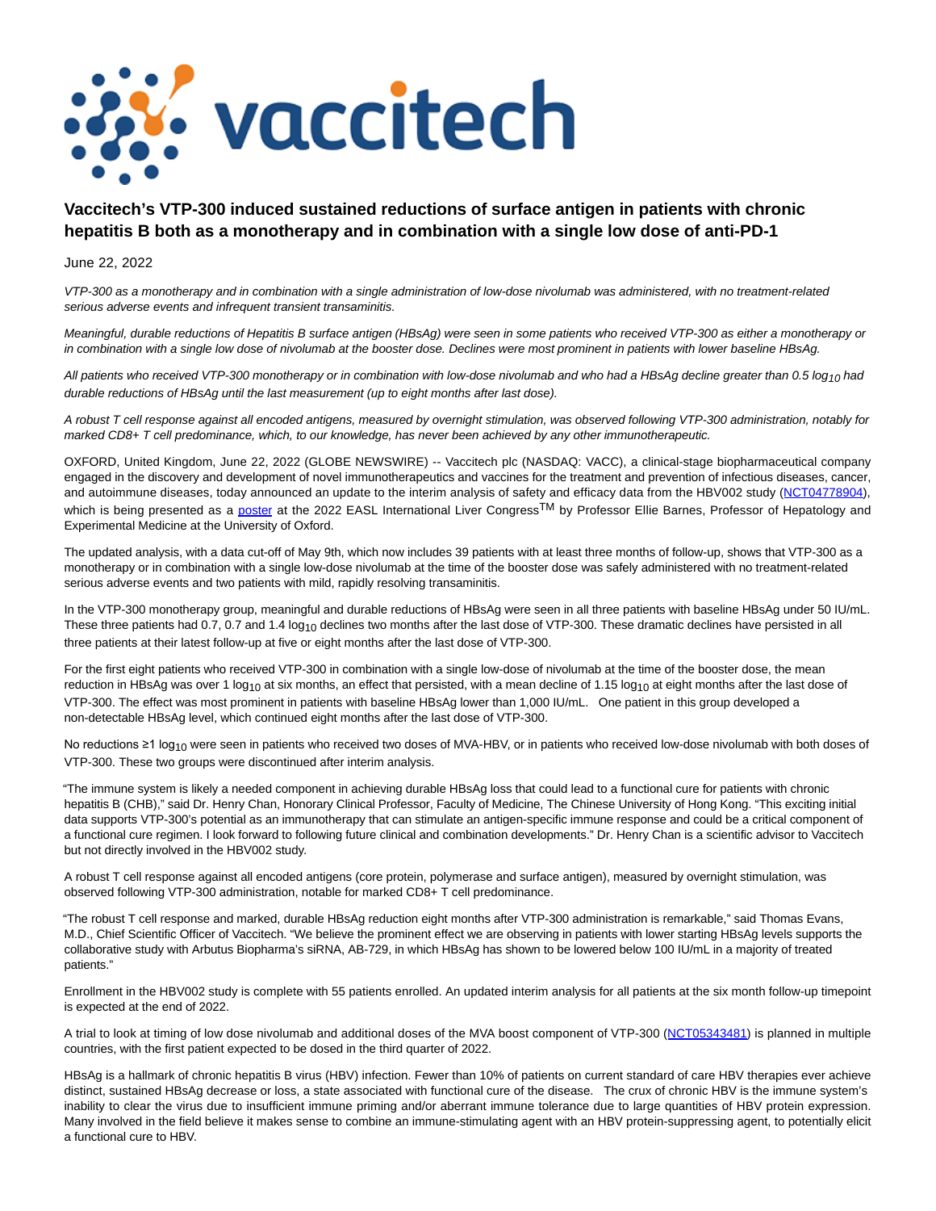# Vaccitech's VTP-300 induced sustained reductions of surface antigen in patients with chronic hepatitis B both as a monotherapy and in combination with a single low dose of anti-PD-1

June 22, 2022

*VTP-300 as a monotherapy and in combination with a single administration of low-dose nivolumab was administered, with no treatment-related serious adverse events and infrequent transient transaminitis.*

*Meaningful, durable reductions of Hepatitis B surface antigen (HBsAg) were seen in some patients who received VTP-300 as either a monotherapy or in combination with a single low dose of nivolumab at the booster dose. Declines were most prominent in patients with lower baseline HBsAg.*

*All patients who received VTP-300 monotherapy or in combination with low-dose nivolumab and who had a HBsAg decline greater than 0.5 $log_{10}$ had durable reductions of HBsAg until the last measurement (up to eight months after last dose).*

*A robust T cell response against all encoded antigens, measured by overnight stimulation, was observed following VTP-300 administration, notably for marked CD8+ T cell predominance, which, to our knowledge, has never been achieved by any other immunotherapeutic.*

OXFORD, United Kingdom, June 22, 2022 (GLOBE NEWSWIRE) -- Vaccitech plc (NASDAQ: VACC), a clinical-stage biopharmaceutical company engaged in the discovery and development of novel immunotherapeutics and vaccines for the treatment and prevention of infectious diseases, cancer, and autoimmune diseases, today announced an update to the interim analysis of safety and efficacy data from the HBV002 study (NCT04778904), which is being presented as a poster at the 2022 EASL International Liver Congress™ by Professor Ellie Barnes, Professor of Hepatology and Experimental Medicine at the University of Oxford.

The updated analysis, with a data cut-off of May 9th, which now includes 39 patients with at least three months of follow-up, shows that VTP-300 as a monotherapy or in combination with a single low-dose nivolumab at the time of the booster dose was safely administered with no treatment-related serious adverse events and two patients with mild, rapidly resolving transaminitis.

In the VTP-300 monotherapy group, meaningful and durable reductions of HBsAg were seen in all three patients with baseline HBsAg under 50 IU/mL. These three patients had 0.7, 0.7 and 1.4 $log_{10}$ declines two months after the last dose of VTP-300. These dramatic declines have persisted in all three patients at their latest follow-up at five or eight months after the last dose of VTP-300.

For the first eight patients who received VTP-300 in combination with a single low-dose of nivolumab at the time of the booster dose, the mean reduction in HBsAg was over 1 $log_{10}$ at six months, an effect that persisted, with a mean decline of 1.15 $log_{10}$ at eight months after the last dose of VTP-300. The effect was most prominent in patients with baseline HBsAg lower than 1,000 IU/mL. One patient in this group developed a non-detectable HBsAg level, which continued eight months after the last dose of VTP-300.

No reductions ≥1 $log_{10}$ were seen in patients who received two doses of MVA-HBV, or in patients who received low-dose nivolumab with both doses of VTP-300. These two groups were discontinued after interim analysis.

"The immune system is likely a needed component in achieving durable HBsAg loss that could lead to a functional cure for patients with chronic hepatitis B (CHB)," said Dr. Henry Chan, Honorary Clinical Professor, Faculty of Medicine, The Chinese University of Hong Kong. "This exciting initial data supports VTP-300's potential as an immunotherapy that can stimulate an antigen-specific immune response and could be a critical component of a functional cure regimen. I look forward to following future clinical and combination developments." Dr. Henry Chan is a scientific advisor to Vaccitech but not directly involved in the HBV002 study.

A robust T cell response against all encoded antigens (core protein, polymerase and surface antigen), measured by overnight stimulation, was observed following VTP-300 administration, notable for marked CD8+ T cell predominance.

"The robust T cell response and marked, durable HBsAg reduction eight months after VTP-300 administration is remarkable," said Thomas Evans, M.D., Chief Scientific Officer of Vaccitech. "We believe the prominent effect we are observing in patients with lower starting HBsAg levels supports the collaborative study with Arbutus Biopharma's siRNA, AB-729, in which HBsAg has shown to be lowered below 100 IU/mL in a majority of treated patients."

Enrollment in the HBV002 study is complete with 55 patients enrolled. An updated interim analysis for all patients at the six month follow-up timepoint is expected at the end of 2022.

A trial to look at timing of low dose nivolumab and additional doses of the MVA boost component of VTP-300 (NCT05343481) is planned in multiple countries, with the first patient expected to be dosed in the third quarter of 2022.

HBsAg is a hallmark of chronic hepatitis B virus (HBV) infection. Fewer than 10% of patients on current standard of care HBV therapies ever achieve distinct, sustained HBsAg decrease or loss, a state associated with functional cure of the disease. The crux of chronic HBV is the immune system's inability to clear the virus due to insufficient immune priming and/or aberrant immune tolerance due to large quantities of HBV protein expression. Many involved in the field believe it makes sense to combine an immune-stimulating agent with an HBV protein-suppressing agent, to potentially elicit a functional cure to HBV.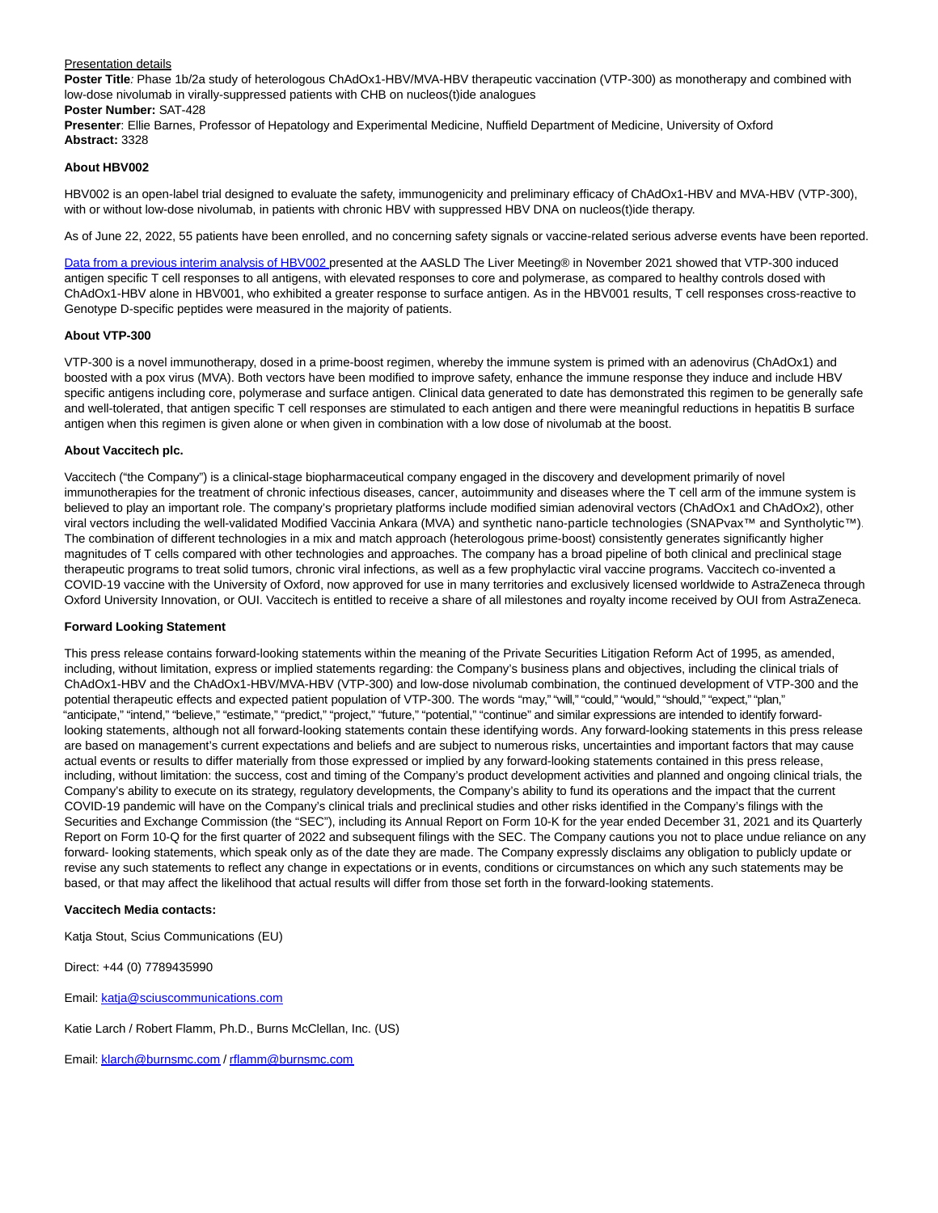Presentation details

**Poster Title***:* Phase 1b/2a study of heterologous ChAdOx1-HBV/MVA-HBV therapeutic vaccination (VTP-300) as monotherapy and combined with low-dose nivolumab in virally-suppressed patients with CHB on nucleos(t)ide analogues
**Poster Number:** SAT-428
**Presenter**: Ellie Barnes, Professor of Hepatology and Experimental Medicine, Nuffield Department of Medicine, University of Oxford
**Abstract:** 3328

**About HBV002**

HBV002 is an open-label trial designed to evaluate the safety, immunogenicity and preliminary efficacy of ChAdOx1-HBV and MVA-HBV (VTP-300), with or without low-dose nivolumab, in patients with chronic HBV with suppressed HBV DNA on nucleos(t)ide therapy.

As of June 22, 2022, 55 patients have been enrolled, and no concerning safety signals or vaccine-related serious adverse events have been reported.

Data from a previous interim analysis of HBV002 presented at the AASLD The Liver Meeting® in November 2021 showed that VTP-300 induced antigen specific T cell responses to all antigens, with elevated responses to core and polymerase, as compared to healthy controls dosed with ChAdOx1-HBV alone in HBV001, who exhibited a greater response to surface antigen. As in the HBV001 results, T cell responses cross-reactive to Genotype D-specific peptides were measured in the majority of patients.

**About VTP-300**

VTP-300 is a novel immunotherapy, dosed in a prime-boost regimen, whereby the immune system is primed with an adenovirus (ChAdOx1) and boosted with a pox virus (MVA). Both vectors have been modified to improve safety, enhance the immune response they induce and include HBV specific antigens including core, polymerase and surface antigen. Clinical data generated to date has demonstrated this regimen to be generally safe and well-tolerated, that antigen specific T cell responses are stimulated to each antigen and there were meaningful reductions in hepatitis B surface antigen when this regimen is given alone or when given in combination with a low dose of nivolumab at the boost.

**About Vaccitech plc.**

Vaccitech ("the Company") is a clinical-stage biopharmaceutical company engaged in the discovery and development primarily of novel immunotherapies for the treatment of chronic infectious diseases, cancer, autoimmunity and diseases where the T cell arm of the immune system is believed to play an important role. The company's proprietary platforms include modified simian adenoviral vectors (ChAdOx1 and ChAdOx2), other viral vectors including the well-validated Modified Vaccinia Ankara (MVA) and synthetic nano-particle technologies (SNAPvax™ and Syntholytic™). The combination of different technologies in a mix and match approach (heterologous prime-boost) consistently generates significantly higher magnitudes of T cells compared with other technologies and approaches. The company has a broad pipeline of both clinical and preclinical stage therapeutic programs to treat solid tumors, chronic viral infections, as well as a few prophylactic viral vaccine programs. Vaccitech co-invented a COVID-19 vaccine with the University of Oxford, now approved for use in many territories and exclusively licensed worldwide to AstraZeneca through Oxford University Innovation, or OUI. Vaccitech is entitled to receive a share of all milestones and royalty income received by OUI from AstraZeneca.

**Forward Looking Statement**

This press release contains forward-looking statements within the meaning of the Private Securities Litigation Reform Act of 1995, as amended, including, without limitation, express or implied statements regarding: the Company's business plans and objectives, including the clinical trials of ChAdOx1-HBV and the ChAdOx1-HBV/MVA-HBV (VTP-300) and low-dose nivolumab combination, the continued development of VTP-300 and the potential therapeutic effects and expected patient population of VTP-300. The words "may," "will," "could," "would," "should," "expect," "plan," "anticipate," "intend," "believe," "estimate," "predict," "project," "future," "potential," "continue" and similar expressions are intended to identify forward-looking statements, although not all forward-looking statements contain these identifying words. Any forward-looking statements in this press release are based on management's current expectations and beliefs and are subject to numerous risks, uncertainties and important factors that may cause actual events or results to differ materially from those expressed or implied by any forward-looking statements contained in this press release, including, without limitation: the success, cost and timing of the Company's product development activities and planned and ongoing clinical trials, the Company's ability to execute on its strategy, regulatory developments, the Company's ability to fund its operations and the impact that the current COVID-19 pandemic will have on the Company's clinical trials and preclinical studies and other risks identified in the Company's filings with the Securities and Exchange Commission (the "SEC"), including its Annual Report on Form 10-K for the year ended December 31, 2021 and its Quarterly Report on Form 10-Q for the first quarter of 2022 and subsequent filings with the SEC. The Company cautions you not to place undue reliance on any forward- looking statements, which speak only as of the date they are made. The Company expressly disclaims any obligation to publicly update or revise any such statements to reflect any change in expectations or in events, conditions or circumstances on which any such statements may be based, or that may affect the likelihood that actual results will differ from those set forth in the forward-looking statements.

**Vaccitech Media contacts:**

Katja Stout, Scius Communications (EU)

Direct: +44 (0) 7789435990

Email: katja@sciuscommunications.com

Katie Larch / Robert Flamm, Ph.D., Burns McClellan, Inc. (US)

Email: klarch@burnsmc.com / rflamm@burnsmc.com